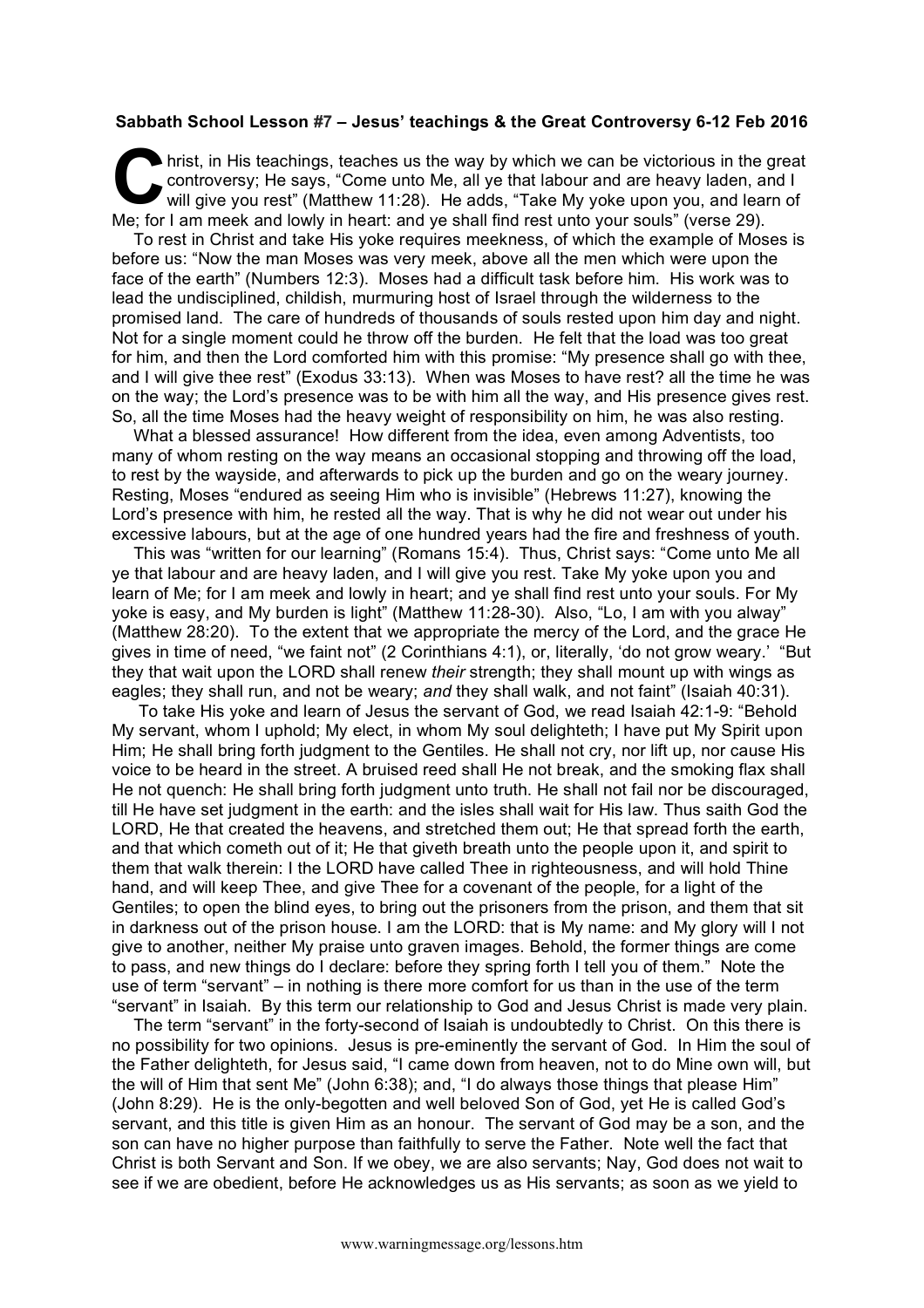**Sabbath School Lesson #7 – Jesus' teachings & the Great Controversy 6-12 Feb 2016**

Christ, in His teachings, teaches us the way by which we can be victorious in the great controversy; He says, "Come unto Me, all ye that labour and are heavy laden, and I will give you rest" (Matthew 11:28). He adds, "Take My yoke upon you, and learn of Me; for I am meek and lowly in heart: and ye shall find rest unto your souls" (verse 29).

To rest in Christ and take His yoke requires meekness, of which the example of Moses is before us: "Now the man Moses was very meek, above all the men which were upon the face of the earth" (Numbers 12:3). Moses had a difficult task before him. His work was to lead the undisciplined, childish, murmuring host of Israel through the wilderness to the promised land. The care of hundreds of thousands of souls rested upon him day and night. Not for a single moment could he throw off the burden. He felt that the load was too great for him, and then the Lord comforted him with this promise: "My presence shall go with thee, and I will give thee rest" (Exodus 33:13). When was Moses to have rest? all the time he was on the way; the Lord's presence was to be with him all the way, and His presence gives rest. So, all the time Moses had the heavy weight of responsibility on him, he was also resting.

What a blessed assurance! How different from the idea, even among Adventists, too many of whom resting on the way means an occasional stopping and throwing off the load, to rest by the wayside, and afterwards to pick up the burden and go on the weary journey. Resting, Moses "endured as seeing Him who is invisible" (Hebrews 11:27), knowing the Lord's presence with him, he rested all the way. That is why he did not wear out under his excessive labours, but at the age of one hundred years had the fire and freshness of youth.

This was "written for our learning" (Romans 15:4). Thus, Christ says: "Come unto Me all ye that labour and are heavy laden, and I will give you rest. Take My yoke upon you and learn of Me; for I am meek and lowly in heart; and ye shall find rest unto your souls. For My yoke is easy, and My burden is light" (Matthew 11:28-30). Also, "Lo, I am with you alway" (Matthew 28:20). To the extent that we appropriate the mercy of the Lord, and the grace He gives in time of need, "we faint not" (2 Corinthians 4:1), or, literally, 'do not grow weary.' "But they that wait upon the LORD shall renew *their* strength; they shall mount up with wings as eagles; they shall run, and not be weary; *and* they shall walk, and not faint" (Isaiah 40:31).

To take His yoke and learn of Jesus the servant of God, we read Isaiah 42:1-9: "Behold My servant, whom I uphold; My elect, in whom My soul delighteth; I have put My Spirit upon Him; He shall bring forth judgment to the Gentiles. He shall not cry, nor lift up, nor cause His voice to be heard in the street. A bruised reed shall He not break, and the smoking flax shall He not quench: He shall bring forth judgment unto truth. He shall not fail nor be discouraged, till He have set judgment in the earth: and the isles shall wait for His law. Thus saith God the LORD, He that created the heavens, and stretched them out; He that spread forth the earth, and that which cometh out of it; He that giveth breath unto the people upon it, and spirit to them that walk therein: I the LORD have called Thee in righteousness, and will hold Thine hand, and will keep Thee, and give Thee for a covenant of the people, for a light of the Gentiles; to open the blind eyes, to bring out the prisoners from the prison, and them that sit in darkness out of the prison house. I am the LORD: that is My name: and My glory will I not give to another, neither My praise unto graven images. Behold, the former things are come to pass, and new things do I declare: before they spring forth I tell you of them." Note the use of term "servant" – in nothing is there more comfort for us than in the use of the term "servant" in Isaiah. By this term our relationship to God and Jesus Christ is made very plain.

The term "servant" in the forty-second of Isaiah is undoubtedly to Christ. On this there is no possibility for two opinions. Jesus is pre-eminently the servant of God. In Him the soul of the Father delighteth, for Jesus said, "I came down from heaven, not to do Mine own will, but the will of Him that sent Me" (John 6:38); and, "I do always those things that please Him" (John 8:29). He is the only-begotten and well beloved Son of God, yet He is called God's servant, and this title is given Him as an honour. The servant of God may be a son, and the son can have no higher purpose than faithfully to serve the Father. Note well the fact that Christ is both Servant and Son. If we obey, we are also servants; Nay, God does not wait to see if we are obedient, before He acknowledges us as His servants; as soon as we yield to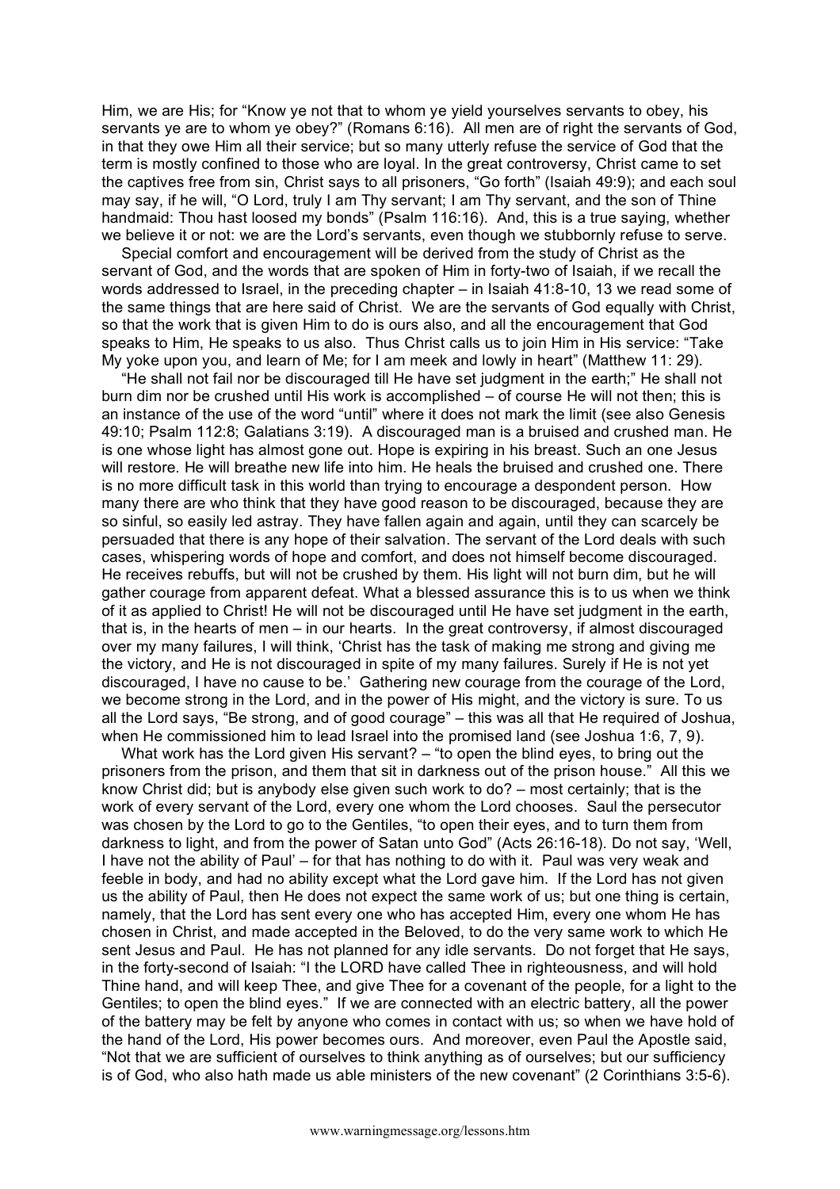Him, we are His; for "Know ye not that to whom ye yield yourselves servants to obey, his servants ye are to whom ye obey?" (Romans 6:16). All men are of right the servants of God, in that they owe Him all their service; but so many utterly refuse the service of God that the term is mostly confined to those who are loyal. In the great controversy, Christ came to set the captives free from sin, Christ says to all prisoners, "Go forth" (Isaiah 49:9); and each soul may say, if he will, "O Lord, truly I am Thy servant; I am Thy servant, and the son of Thine handmaid: Thou hast loosed my bonds" (Psalm 116:16). And, this is a true saying, whether we believe it or not: we are the Lord's servants, even though we stubbornly refuse to serve.

Special comfort and encouragement will be derived from the study of Christ as the servant of God, and the words that are spoken of Him in forty-two of Isaiah, if we recall the words addressed to Israel, in the preceding chapter – in Isaiah 41:8-10, 13 we read some of the same things that are here said of Christ. We are the servants of God equally with Christ, so that the work that is given Him to do is ours also, and all the encouragement that God speaks to Him, He speaks to us also. Thus Christ calls us to join Him in His service: "Take My yoke upon you, and learn of Me; for I am meek and lowly in heart" (Matthew 11: 29).

"He shall not fail nor be discouraged till He have set judgment in the earth;" He shall not burn dim nor be crushed until His work is accomplished – of course He will not then; this is an instance of the use of the word "until" where it does not mark the limit (see also Genesis 49:10; Psalm 112:8; Galatians 3:19). A discouraged man is a bruised and crushed man. He is one whose light has almost gone out. Hope is expiring in his breast. Such an one Jesus will restore. He will breathe new life into him. He heals the bruised and crushed one. There is no more difficult task in this world than trying to encourage a despondent person. How many there are who think that they have good reason to be discouraged, because they are so sinful, so easily led astray. They have fallen again and again, until they can scarcely be persuaded that there is any hope of their salvation. The servant of the Lord deals with such cases, whispering words of hope and comfort, and does not himself become discouraged. He receives rebuffs, but will not be crushed by them. His light will not burn dim, but he will gather courage from apparent defeat. What a blessed assurance this is to us when we think of it as applied to Christ! He will not be discouraged until He have set judgment in the earth, that is, in the hearts of men – in our hearts. In the great controversy, if almost discouraged over my many failures, I will think, 'Christ has the task of making me strong and giving me the victory, and He is not discouraged in spite of my many failures. Surely if He is not yet discouraged, I have no cause to be.' Gathering new courage from the courage of the Lord, we become strong in the Lord, and in the power of His might, and the victory is sure. To us all the Lord says, "Be strong, and of good courage" – this was all that He required of Joshua, when He commissioned him to lead Israel into the promised land (see Joshua 1:6, 7, 9).

What work has the Lord given His servant? – "to open the blind eyes, to bring out the prisoners from the prison, and them that sit in darkness out of the prison house." All this we know Christ did; but is anybody else given such work to do? – most certainly; that is the work of every servant of the Lord, every one whom the Lord chooses. Saul the persecutor was chosen by the Lord to go to the Gentiles, "to open their eyes, and to turn them from darkness to light, and from the power of Satan unto God" (Acts 26:16-18). Do not say, 'Well, I have not the ability of Paul' – for that has nothing to do with it. Paul was very weak and feeble in body, and had no ability except what the Lord gave him. If the Lord has not given us the ability of Paul, then He does not expect the same work of us; but one thing is certain, namely, that the Lord has sent every one who has accepted Him, every one whom He has chosen in Christ, and made accepted in the Beloved, to do the very same work to which He sent Jesus and Paul. He has not planned for any idle servants. Do not forget that He says, in the forty-second of Isaiah: "I the LORD have called Thee in righteousness, and will hold Thine hand, and will keep Thee, and give Thee for a covenant of the people, for a light to the Gentiles; to open the blind eyes." If we are connected with an electric battery, all the power of the battery may be felt by anyone who comes in contact with us; so when we have hold of the hand of the Lord, His power becomes ours. And moreover, even Paul the Apostle said, "Not that we are sufficient of ourselves to think anything as of ourselves; but our sufficiency is of God, who also hath made us able ministers of the new covenant" (2 Corinthians 3:5-6).